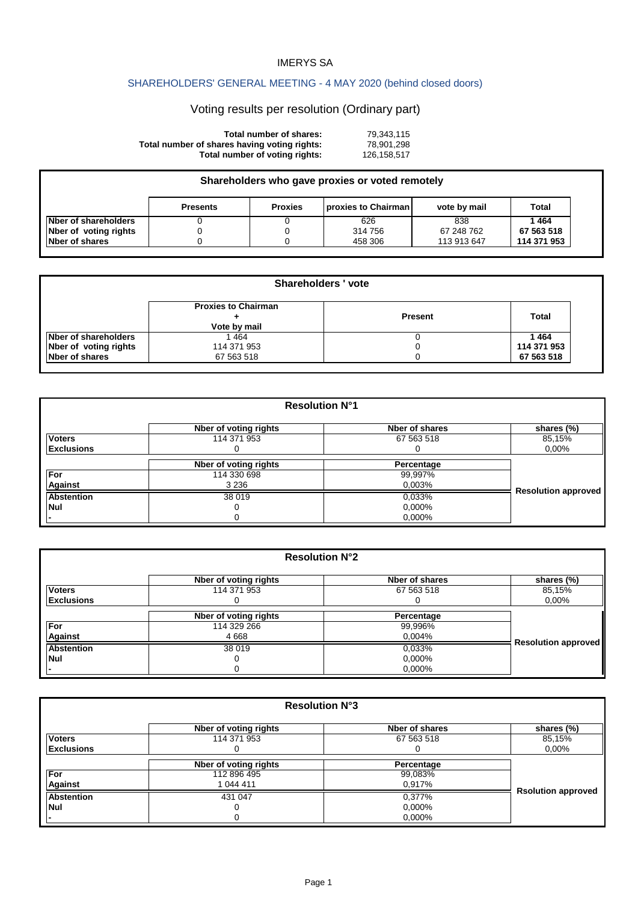IMERYS SA

SHAREHOLDERS' GENERAL MEETING - 4 MAY 2020 (behind closed doors)

# Voting results per resolution (Ordinary part)

| | |
|---|---|
| **Total number of shares:** | 79,343,115 |
| **Total number of shares having voting rights:** | 78,901,298 |
| **Total number of voting rights:** | 126,158,517 |

## Shareholders who gave proxies or voted remotely

| | Presents | Proxies | proxies to Chairman | vote by mail | Total |
|---|---|---|---|---|---|
| **Nber of shareholders** | 0 | 0 | 626 | 838 | **1 464** |
| **Nber of voting rights** | 0 | 0 | 314 756 | 67 248 762 | **67 563 518** |
| **Nber of shares** | 0 | 0 | 458 306 | 113 913 647 | **114 371 953** |

## Shareholders ' vote

| | Proxies to Chairman + Vote by mail | Present | Total |
|---|---|---|---|
| **Nber of shareholders** | 1 464 | 0 | **1 464** |
| **Nber of voting rights** | 114 371 953 | 0 | **114 371 953** |
| **Nber of shares** | 67 563 518 | 0 | **67 563 518** |

## Resolution N°1

| | Nber of voting rights | Nber of shares | shares (%) |
|---|---|---|---|
| **Voters** | 114 371 953 | 67 563 518 | 85,15% |
| **Exclusions** | 0 | 0 | 0,00% |
| | **Nber of voting rights** | **Percentage** | |
| **For** | 114 330 698 | 99,997% | **Resolution approved** |
| **Against** | 3 236 | 0,003% | |
| **Abstention** | 38 019 | 0,033% | |
| **Nul** | 0 | 0,000% | |
| **-** | 0 | 0,000% | |

## Resolution N°2

| | Nber of voting rights | Nber of shares | shares (%) |
|---|---|---|---|
| **Voters** | 114 371 953 | 67 563 518 | 85,15% |
| **Exclusions** | 0 | 0 | 0,00% |
| | **Nber of voting rights** | **Percentage** | |
| **For** | 114 329 266 | 99,996% | **Resolution approved** |
| **Against** | 4 668 | 0,004% | |
| **Abstention** | 38 019 | 0,033% | |
| **Nul** | 0 | 0,000% | |
| **-** | 0 | 0,000% | |

## Resolution N°3

| | Nber of voting rights | Nber of shares | shares (%) |
|---|---|---|---|
| **Voters** | 114 371 953 | 67 563 518 | 85,15% |
| **Exclusions** | 0 | 0 | 0,00% |
| | **Nber of voting rights** | **Percentage** | |
| **For** | 112 896 495 | 99,083% | **Rsolution approved** |
| **Against** | 1 044 411 | 0,917% | |
| **Abstention** | 431 047 | 0,377% | |
| **Nul** | 0 | 0,000% | |
| **-** | 0 | 0,000% | |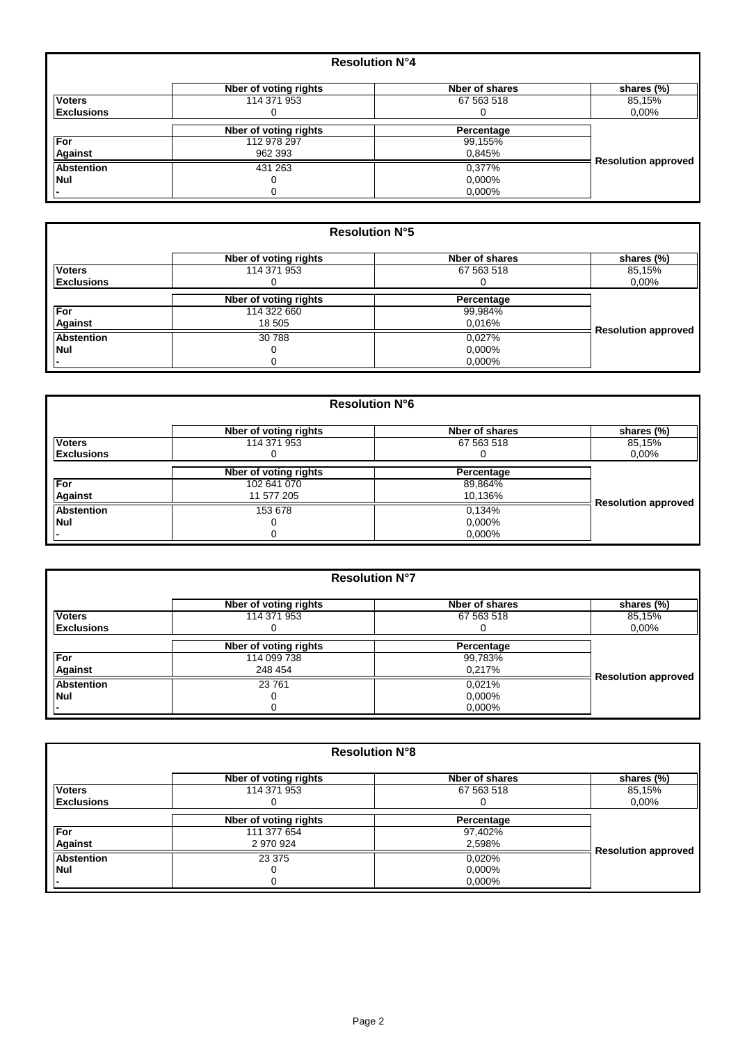## Resolution N°4

| | Nber of voting rights | Nber of shares | shares (%) |
|---|---|---|---|
| **Voters** | 114 371 953 | 67 563 518 | 85,15% |
| **Exclusions** | 0 | 0 | 0,00% |
| | **Nber of voting rights** | **Percentage** | |
| **For** | 112 978 297 | 99,155% | **Resolution approved** |
| **Against** | 962 393 | 0,845% | |
| **Abstention** | 431 263 | 0,377% | |
| **Nul** | 0 | 0,000% | |
| **-** | 0 | 0,000% | |

## Resolution N°5

| | Nber of voting rights | Nber of shares | shares (%) |
|---|---|---|---|
| **Voters** | 114 371 953 | 67 563 518 | 85,15% |
| **Exclusions** | 0 | 0 | 0,00% |
| | **Nber of voting rights** | **Percentage** | |
| **For** | 114 322 660 | 99,984% | **Resolution approved** |
| **Against** | 18 505 | 0,016% | |
| **Abstention** | 30 788 | 0,027% | |
| **Nul** | 0 | 0,000% | |
| **-** | 0 | 0,000% | |

## Resolution N°6

| | Nber of voting rights | Nber of shares | shares (%) |
|---|---|---|---|
| **Voters** | 114 371 953 | 67 563 518 | 85,15% |
| **Exclusions** | 0 | 0 | 0,00% |
| | **Nber of voting rights** | **Percentage** | |
| **For** | 102 641 070 | 89,864% | **Resolution approved** |
| **Against** | 11 577 205 | 10,136% | |
| **Abstention** | 153 678 | 0,134% | |
| **Nul** | 0 | 0,000% | |
| **-** | 0 | 0,000% | |

## Resolution N°7

| | Nber of voting rights | Nber of shares | shares (%) |
|---|---|---|---|
| **Voters** | 114 371 953 | 67 563 518 | 85,15% |
| **Exclusions** | 0 | 0 | 0,00% |
| | **Nber of voting rights** | **Percentage** | |
| **For** | 114 099 738 | 99,783% | **Resolution approved** |
| **Against** | 248 454 | 0,217% | |
| **Abstention** | 23 761 | 0,021% | |
| **Nul** | 0 | 0,000% | |
| **-** | 0 | 0,000% | |

## Resolution N°8

| | Nber of voting rights | Nber of shares | shares (%) |
|---|---|---|---|
| **Voters** | 114 371 953 | 67 563 518 | 85,15% |
| **Exclusions** | 0 | 0 | 0,00% |
| | **Nber of voting rights** | **Percentage** | |
| **For** | 111 377 654 | 97,402% | **Resolution approved** |
| **Against** | 2 970 924 | 2,598% | |
| **Abstention** | 23 375 | 0,020% | |
| **Nul** | 0 | 0,000% | |
| **-** | 0 | 0,000% | |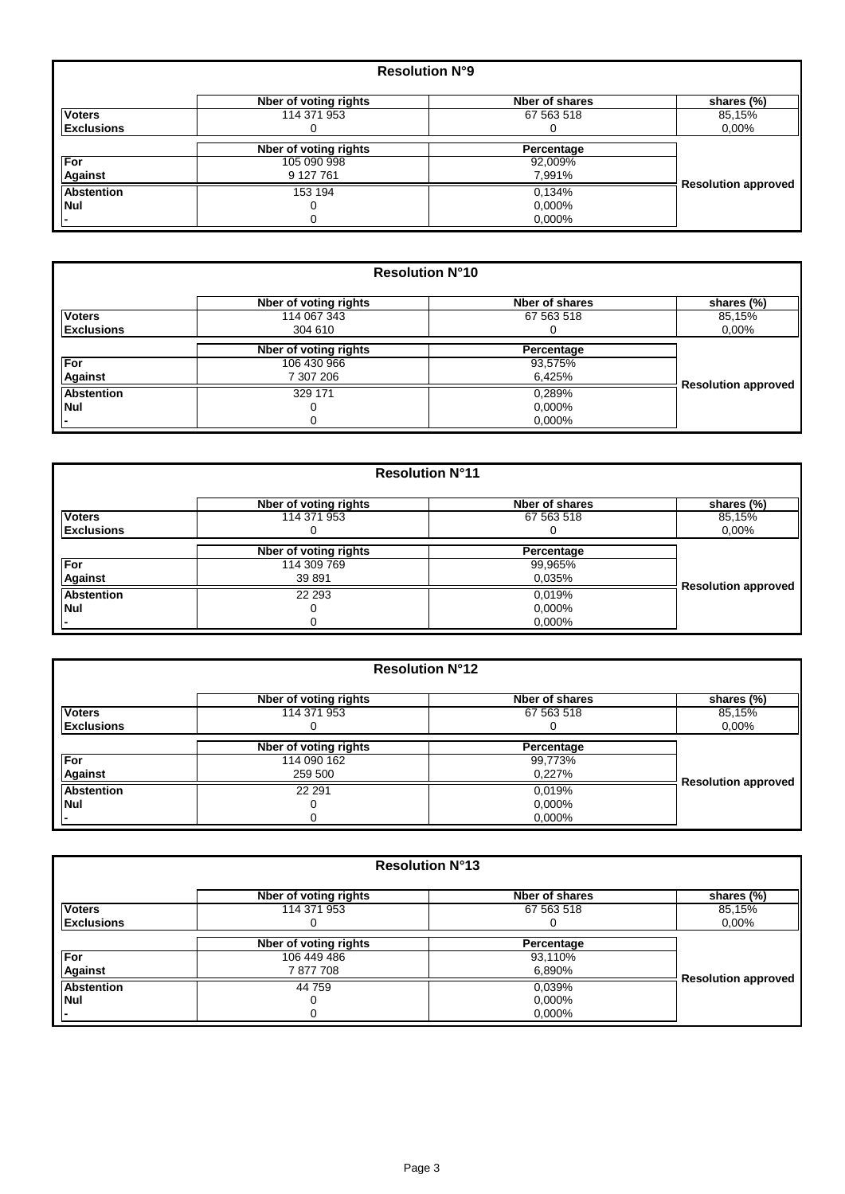## Resolution N°9

| | Nber of voting rights | Nber of shares | shares (%) |
|---|---|---|---|
| **Voters** | 114 371 953 | 67 563 518 | 85,15% |
| **Exclusions** | 0 | 0 | 0,00% |
| | **Nber of voting rights** | **Percentage** | |
| **For** | 105 090 998 | 92,009% | **Resolution approved** |
| **Against** | 9 127 761 | 7,991% | |
| **Abstention** | 153 194 | 0,134% | |
| **Nul** | 0 | 0,000% | |
| **-** | 0 | 0,000% | |

## Resolution N°10

| | Nber of voting rights | Nber of shares | shares (%) |
|---|---|---|---|
| **Voters** | 114 067 343 | 67 563 518 | 85,15% |
| **Exclusions** | 304 610 | 0 | 0,00% |
| | **Nber of voting rights** | **Percentage** | |
| **For** | 106 430 966 | 93,575% | **Resolution approved** |
| **Against** | 7 307 206 | 6,425% | |
| **Abstention** | 329 171 | 0,289% | |
| **Nul** | 0 | 0,000% | |
| **-** | 0 | 0,000% | |

## Resolution N°11

| | Nber of voting rights | Nber of shares | shares (%) |
|---|---|---|---|
| **Voters** | 114 371 953 | 67 563 518 | 85,15% |
| **Exclusions** | 0 | 0 | 0,00% |
| | **Nber of voting rights** | **Percentage** | |
| **For** | 114 309 769 | 99,965% | **Resolution approved** |
| **Against** | 39 891 | 0,035% | |
| **Abstention** | 22 293 | 0,019% | |
| **Nul** | 0 | 0,000% | |
| **-** | 0 | 0,000% | |

## Resolution N°12

| | Nber of voting rights | Nber of shares | shares (%) |
|---|---|---|---|
| **Voters** | 114 371 953 | 67 563 518 | 85,15% |
| **Exclusions** | 0 | 0 | 0,00% |
| | **Nber of voting rights** | **Percentage** | |
| **For** | 114 090 162 | 99,773% | **Resolution approved** |
| **Against** | 259 500 | 0,227% | |
| **Abstention** | 22 291 | 0,019% | |
| **Nul** | 0 | 0,000% | |
| **-** | 0 | 0,000% | |

## Resolution N°13

| | Nber of voting rights | Nber of shares | shares (%) |
|---|---|---|---|
| **Voters** | 114 371 953 | 67 563 518 | 85,15% |
| **Exclusions** | 0 | 0 | 0,00% |
| | **Nber of voting rights** | **Percentage** | |
| **For** | 106 449 486 | 93,110% | **Resolution approved** |
| **Against** | 7 877 708 | 6,890% | |
| **Abstention** | 44 759 | 0,039% | |
| **Nul** | 0 | 0,000% | |
| **-** | 0 | 0,000% | |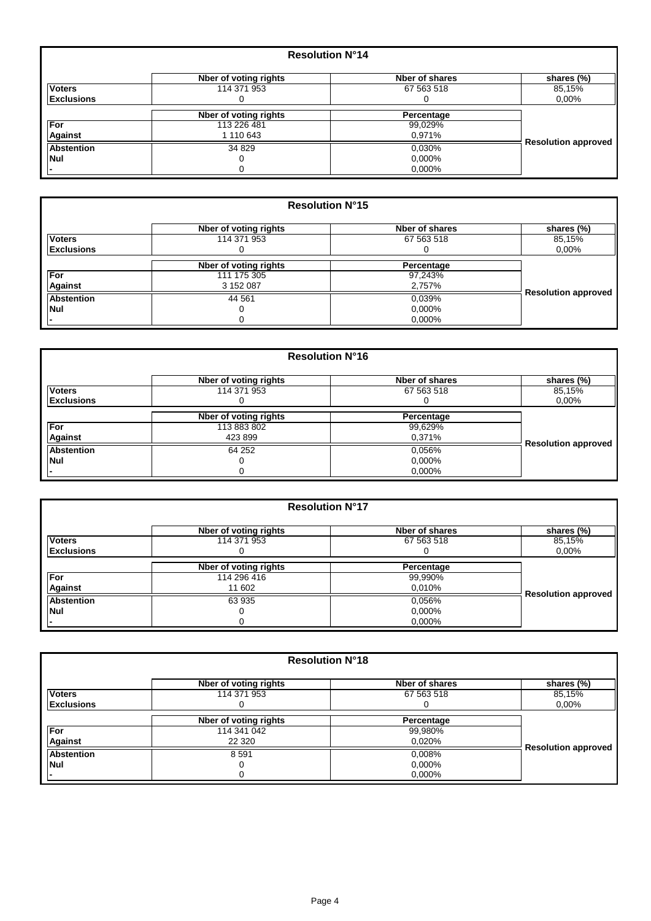## Resolution N°14

| | Nber of voting rights | Nber of shares | shares (%) |
|---|---|---|---|
| **Voters** | 114 371 953 | 67 563 518 | 85,15% |
| **Exclusions** | 0 | 0 | 0,00% |
| | **Nber of voting rights** | **Percentage** | |
| **For** | 113 226 481 | 99,029% | **Resolution approved** |
| **Against** | 1 110 643 | 0,971% | |
| **Abstention** | 34 829 | 0,030% | |
| **Nul** | 0 | 0,000% | |
| **-** | 0 | 0,000% | |

## Resolution N°15

| | Nber of voting rights | Nber of shares | shares (%) |
|---|---|---|---|
| **Voters** | 114 371 953 | 67 563 518 | 85,15% |
| **Exclusions** | 0 | 0 | 0,00% |
| | **Nber of voting rights** | **Percentage** | |
| **For** | 111 175 305 | 97,243% | **Resolution approved** |
| **Against** | 3 152 087 | 2,757% | |
| **Abstention** | 44 561 | 0,039% | |
| **Nul** | 0 | 0,000% | |
| **-** | 0 | 0,000% | |

## Resolution N°16

| | Nber of voting rights | Nber of shares | shares (%) |
|---|---|---|---|
| **Voters** | 114 371 953 | 67 563 518 | 85,15% |
| **Exclusions** | 0 | 0 | 0,00% |
| | **Nber of voting rights** | **Percentage** | |
| **For** | 113 883 802 | 99,629% | **Resolution approved** |
| **Against** | 423 899 | 0,371% | |
| **Abstention** | 64 252 | 0,056% | |
| **Nul** | 0 | 0,000% | |
| **-** | 0 | 0,000% | |

## Resolution N°17

| | Nber of voting rights | Nber of shares | shares (%) |
|---|---|---|---|
| **Voters** | 114 371 953 | 67 563 518 | 85,15% |
| **Exclusions** | 0 | 0 | 0,00% |
| | **Nber of voting rights** | **Percentage** | |
| **For** | 114 296 416 | 99,990% | **Resolution approved** |
| **Against** | 11 602 | 0,010% | |
| **Abstention** | 63 935 | 0,056% | |
| **Nul** | 0 | 0,000% | |
| **-** | 0 | 0,000% | |

## Resolution N°18

| | Nber of voting rights | Nber of shares | shares (%) |
|---|---|---|---|
| **Voters** | 114 371 953 | 67 563 518 | 85,15% |
| **Exclusions** | 0 | 0 | 0,00% |
| | **Nber of voting rights** | **Percentage** | |
| **For** | 114 341 042 | 99,980% | **Resolution approved** |
| **Against** | 22 320 | 0,020% | |
| **Abstention** | 8 591 | 0,008% | |
| **Nul** | 0 | 0,000% | |
| **-** | 0 | 0,000% | |